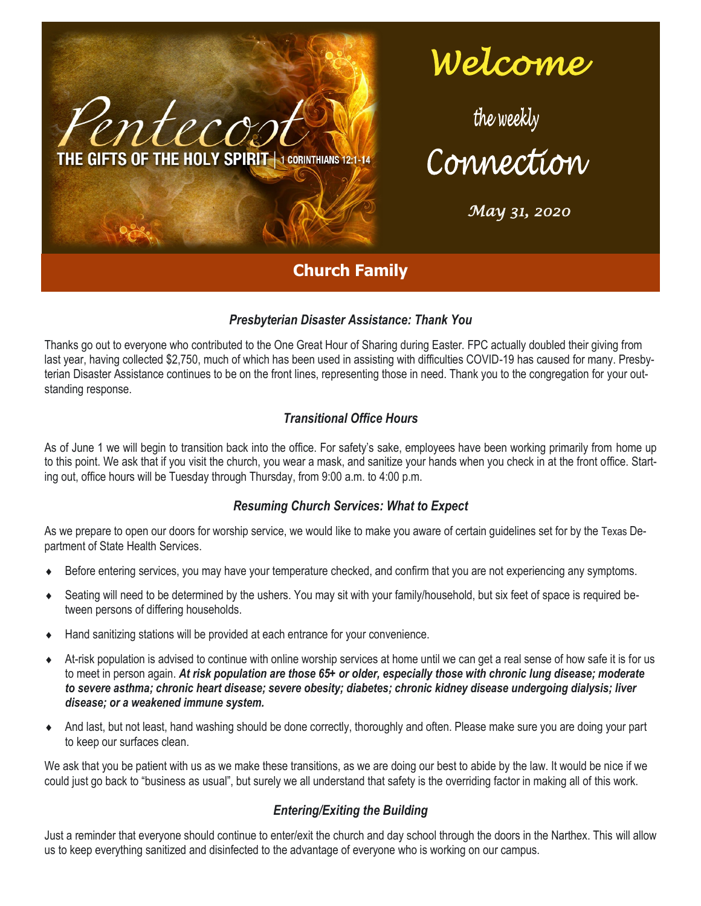Pentecost

THE GIFTS OF THE HOLY SPIRIT | 1 CORINTHIANS 12:1-14

# Welcome

the weekly

# Connection

*May 31, 2020*

## Church Family

### *Presbyterian Disaster Assistance: Thank You*

Thanks go out to everyone who contributed to the One Great Hour of Sharing during Easter. FPC actually doubled their giving from last year, having collected $2,750, much of which has been used in assisting with difficulties COVID-19 has caused for many. Presbyterian Disaster Assistance continues to be on the front lines, representing those in need. Thank you to the congregation for your outstanding response.

### *Transitional Office Hours*

As of June 1 we will begin to transition back into the office. For safety's sake, employees have been working primarily from home up to this point. We ask that if you visit the church, you wear a mask, and sanitize your hands when you check in at the front office. Starting out, office hours will be Tuesday through Thursday, from 9:00 a.m. to 4:00 p.m.

### *Resuming Church Services: What to Expect*

As we prepare to open our doors for worship service, we would like to make you aware of certain guidelines set for by the Texas Department of State Health Services.

- Before entering services, you may have your temperature checked, and confirm that you are not experiencing any symptoms.
- Seating will need to be determined by the ushers. You may sit with your family/household, but six feet of space is required between persons of differing households.
- Hand sanitizing stations will be provided at each entrance for your convenience.
- At-risk population is advised to continue with online worship services at home until we can get a real sense of how safe it is for us to meet in person again. ***At risk population are those 65+ or older, especially those with chronic lung disease; moderate to severe asthma; chronic heart disease; severe obesity; diabetes; chronic kidney disease undergoing dialysis; liver disease; or a weakened immune system.***
- And last, but not least, hand washing should be done correctly, thoroughly and often. Please make sure you are doing your part to keep our surfaces clean.

We ask that you be patient with us as we make these transitions, as we are doing our best to abide by the law. It would be nice if we could just go back to "business as usual", but surely we all understand that safety is the overriding factor in making all of this work.

### *Entering/Exiting the Building*

Just a reminder that everyone should continue to enter/exit the church and day school through the doors in the Narthex. This will allow us to keep everything sanitized and disinfected to the advantage of everyone who is working on our campus.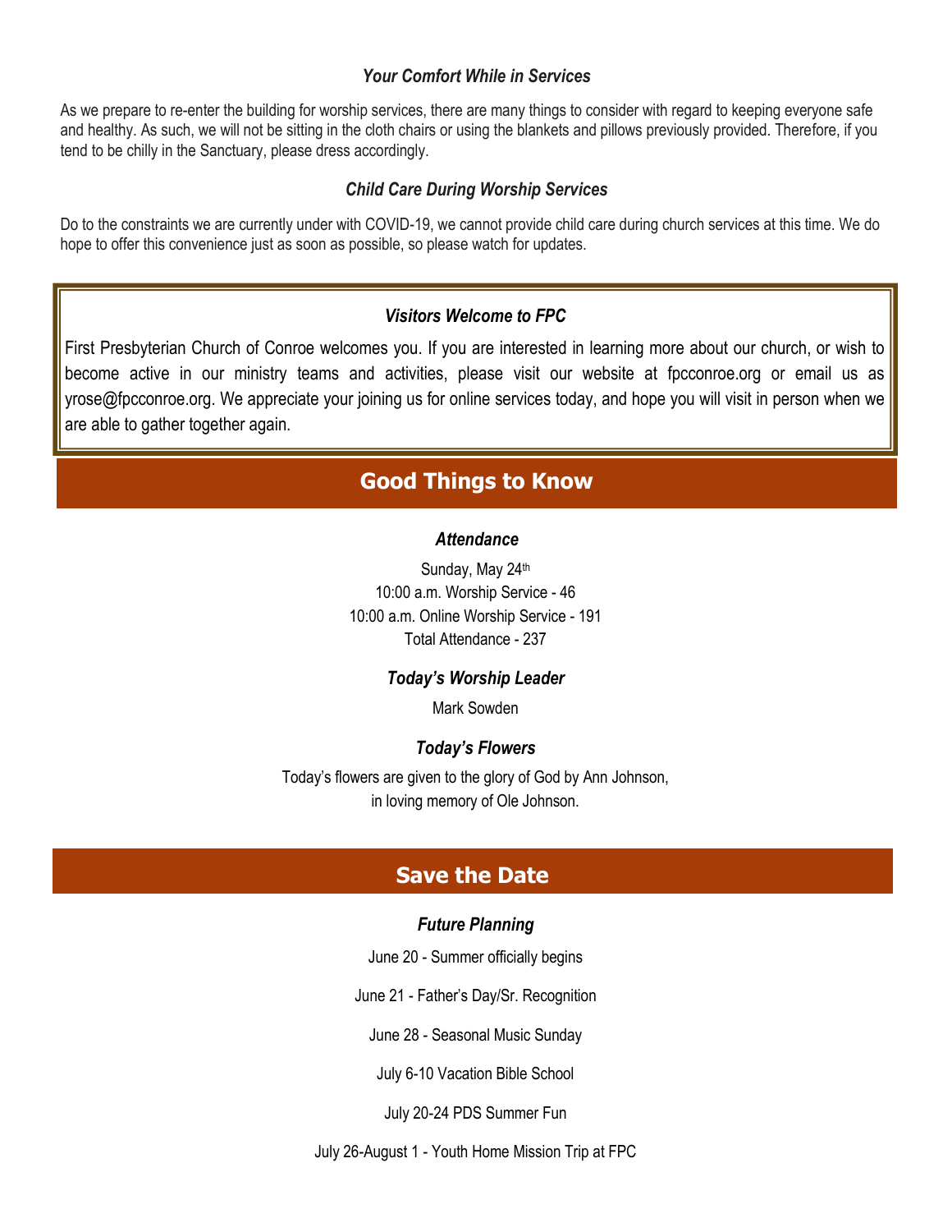### *Your Comfort While in Services*

As we prepare to re-enter the building for worship services, there are many things to consider with regard to keeping everyone safe and healthy. As such, we will not be sitting in the cloth chairs or using the blankets and pillows previously provided. Therefore, if you tend to be chilly in the Sanctuary, please dress accordingly.

### *Child Care During Worship Services*

Do to the constraints we are currently under with COVID-19, we cannot provide child care during church services at this time. We do hope to offer this convenience just as soon as possible, so please watch for updates.

### *Visitors Welcome to FPC*

First Presbyterian Church of Conroe welcomes you. If you are interested in learning more about our church, or wish to become active in our ministry teams and activities, please visit our website at fpcconroe.org or email us as yrose@fpcconroe.org. We appreciate your joining us for online services today, and hope you will visit in person when we are able to gather together again.

## Good Things to Know

### *Attendance*

Sunday, May 24th
10:00 a.m. Worship Service - 46
10:00 a.m. Online Worship Service - 191
Total Attendance - 237

### *Today's Worship Leader*

Mark Sowden

### *Today's Flowers*

Today's flowers are given to the glory of God by Ann Johnson,
in loving memory of Ole Johnson.

## Save the Date

### *Future Planning*

June 20 - Summer officially begins

June 21 - Father's Day/Sr. Recognition

June 28 - Seasonal Music Sunday

July 6-10 Vacation Bible School

July 20-24 PDS Summer Fun

July 26-August 1 - Youth Home Mission Trip at FPC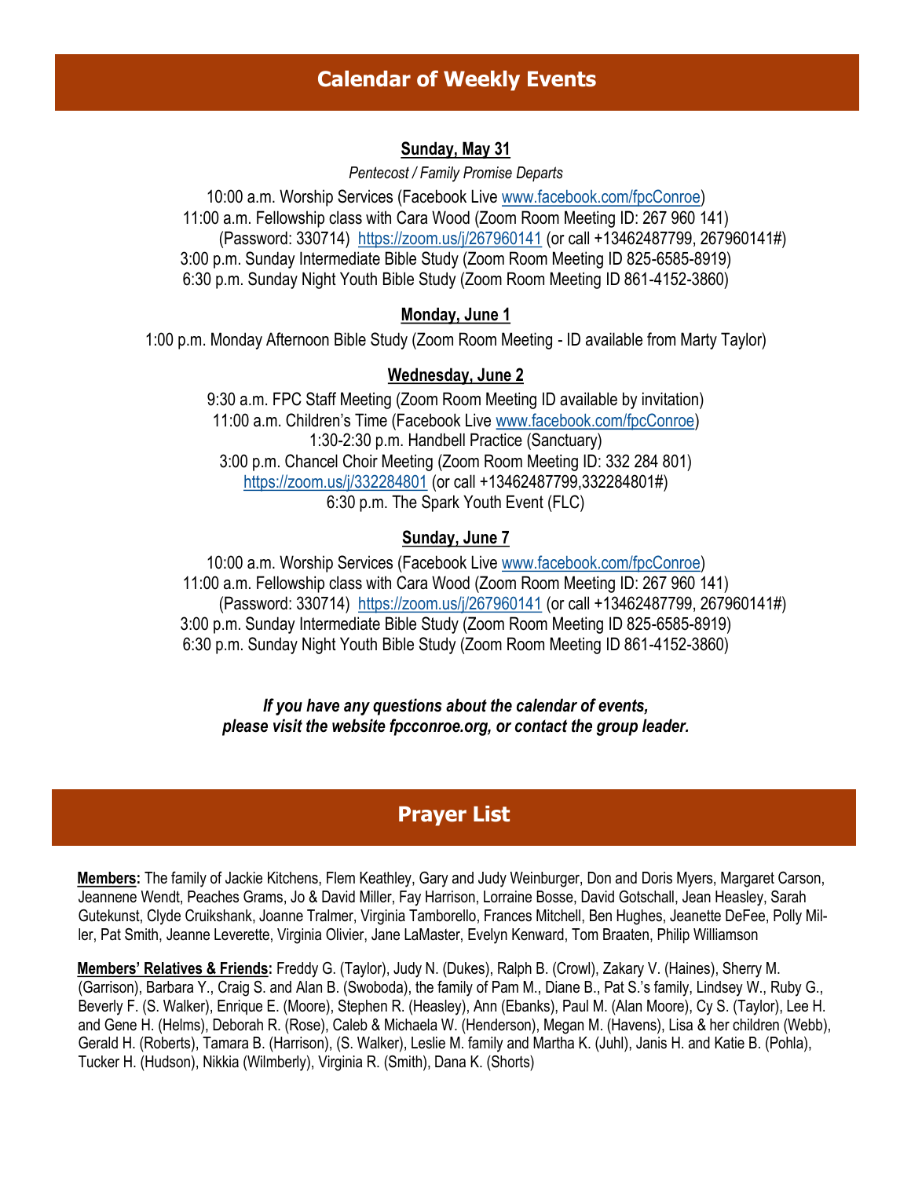## Calendar of Weekly Events

**Sunday, May 31**

*Pentecost / Family Promise Departs*

10:00 a.m. Worship Services (Facebook Live www.facebook.com/fpcConroe)
11:00 a.m. Fellowship class with Cara Wood (Zoom Room Meeting ID: 267 960 141) (Password: 330714) https://zoom.us/j/267960141 (or call +13462487799, 267960141#)
3:00 p.m. Sunday Intermediate Bible Study (Zoom Room Meeting ID 825-6585-8919)
6:30 p.m. Sunday Night Youth Bible Study (Zoom Room Meeting ID 861-4152-3860)

**Monday, June 1**

1:00 p.m. Monday Afternoon Bible Study (Zoom Room Meeting - ID available from Marty Taylor)

**Wednesday, June 2**

9:30 a.m. FPC Staff Meeting (Zoom Room Meeting ID available by invitation)
11:00 a.m. Children's Time (Facebook Live www.facebook.com/fpcConroe)
1:30-2:30 p.m. Handbell Practice (Sanctuary)
3:00 p.m. Chancel Choir Meeting (Zoom Room Meeting ID: 332 284 801) https://zoom.us/j/332284801 (or call +13462487799,332284801#)
6:30 p.m. The Spark Youth Event (FLC)

**Sunday, June 7**

10:00 a.m. Worship Services (Facebook Live www.facebook.com/fpcConroe)
11:00 a.m. Fellowship class with Cara Wood (Zoom Room Meeting ID: 267 960 141) (Password: 330714) https://zoom.us/j/267960141 (or call +13462487799, 267960141#)
3:00 p.m. Sunday Intermediate Bible Study (Zoom Room Meeting ID 825-6585-8919)
6:30 p.m. Sunday Night Youth Bible Study (Zoom Room Meeting ID 861-4152-3860)

***If you have any questions about the calendar of events, please visit the website fpcconroe.org, or contact the group leader.***

## Prayer List

**Members:** The family of Jackie Kitchens, Flem Keathley, Gary and Judy Weinburger, Don and Doris Myers, Margaret Carson, Jeannene Wendt, Peaches Grams, Jo & David Miller, Fay Harrison, Lorraine Bosse, David Gotschall, Jean Heasley, Sarah Gutekunst, Clyde Cruikshank, Joanne Tralmer, Virginia Tamborello, Frances Mitchell, Ben Hughes, Jeanette DeFee, Polly Miller, Pat Smith, Jeanne Leverette, Virginia Olivier, Jane LaMaster, Evelyn Kenward, Tom Braaten, Philip Williamson

**Members' Relatives & Friends:** Freddy G. (Taylor), Judy N. (Dukes), Ralph B. (Crowl), Zakary V. (Haines), Sherry M. (Garrison), Barbara Y., Craig S. and Alan B. (Swoboda), the family of Pam M., Diane B., Pat S.'s family, Lindsey W., Ruby G., Beverly F. (S. Walker), Enrique E. (Moore), Stephen R. (Heasley), Ann (Ebanks), Paul M. (Alan Moore), Cy S. (Taylor), Lee H. and Gene H. (Helms), Deborah R. (Rose), Caleb & Michaela W. (Henderson), Megan M. (Havens), Lisa & her children (Webb), Gerald H. (Roberts), Tamara B. (Harrison), (S. Walker), Leslie M. family and Martha K. (Juhl), Janis H. and Katie B. (Pohla), Tucker H. (Hudson), Nikkia (Wilmberly), Virginia R. (Smith), Dana K. (Shorts)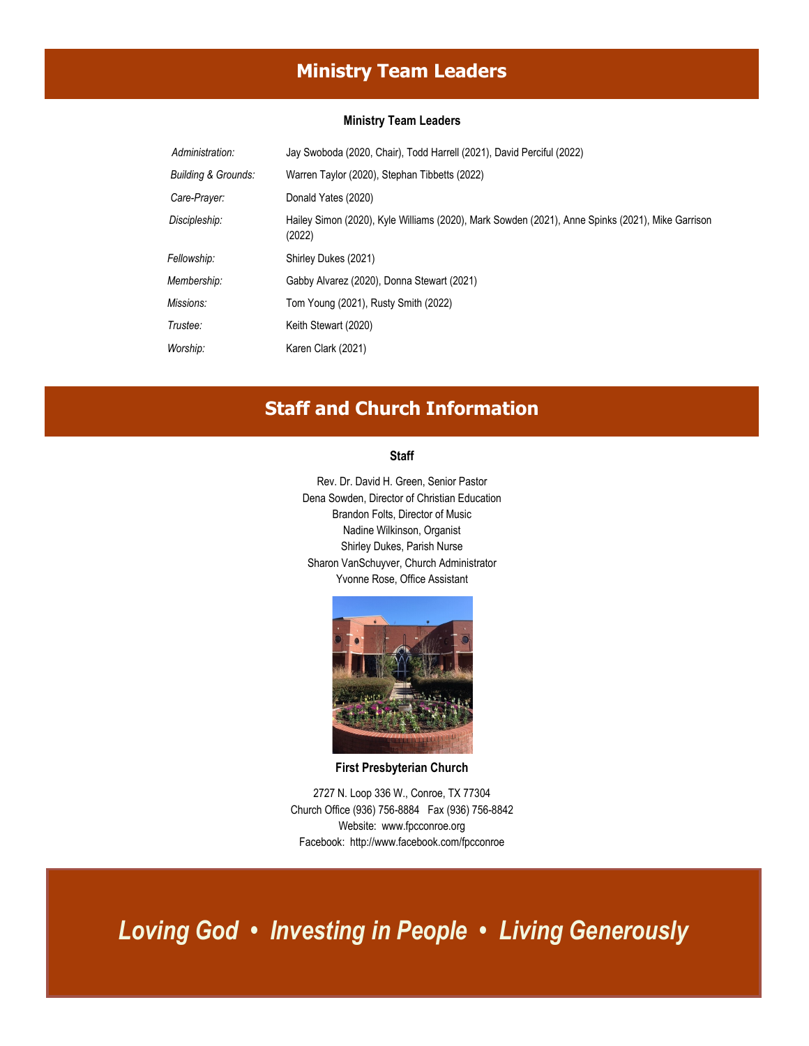## Ministry Team Leaders

**Ministry Team Leaders**

| | |
|---|---|
| *Administration:* | Jay Swoboda (2020, Chair), Todd Harrell (2021), David Perciful (2022) |
| *Building & Grounds:* | Warren Taylor (2020), Stephan Tibbetts (2022) |
| *Care-Prayer:* | Donald Yates (2020) |
| *Discipleship:* | Hailey Simon (2020), Kyle Williams (2020), Mark Sowden (2021), Anne Spinks (2021), Mike Garrison (2022) |
| *Fellowship:* | Shirley Dukes (2021) |
| *Membership:* | Gabby Alvarez (2020), Donna Stewart (2021) |
| *Missions:* | Tom Young (2021), Rusty Smith (2022) |
| *Trustee:* | Keith Stewart (2020) |
| *Worship:* | Karen Clark (2021) |

## Staff and Church Information

**Staff**

Rev. Dr. David H. Green, Senior Pastor
Dena Sowden, Director of Christian Education
Brandon Folts, Director of Music
Nadine Wilkinson, Organist
Shirley Dukes, Parish Nurse
Sharon VanSchuyver, Church Administrator
Yvonne Rose, Office Assistant

**First Presbyterian Church**

2727 N. Loop 336 W., Conroe, TX 77304
Church Office (936) 756-8884 Fax (936) 756-8842
Website: www.fpcconroe.org
Facebook: http://www.facebook.com/fpcconroe

*Loving God • Investing in People • Living Generously*